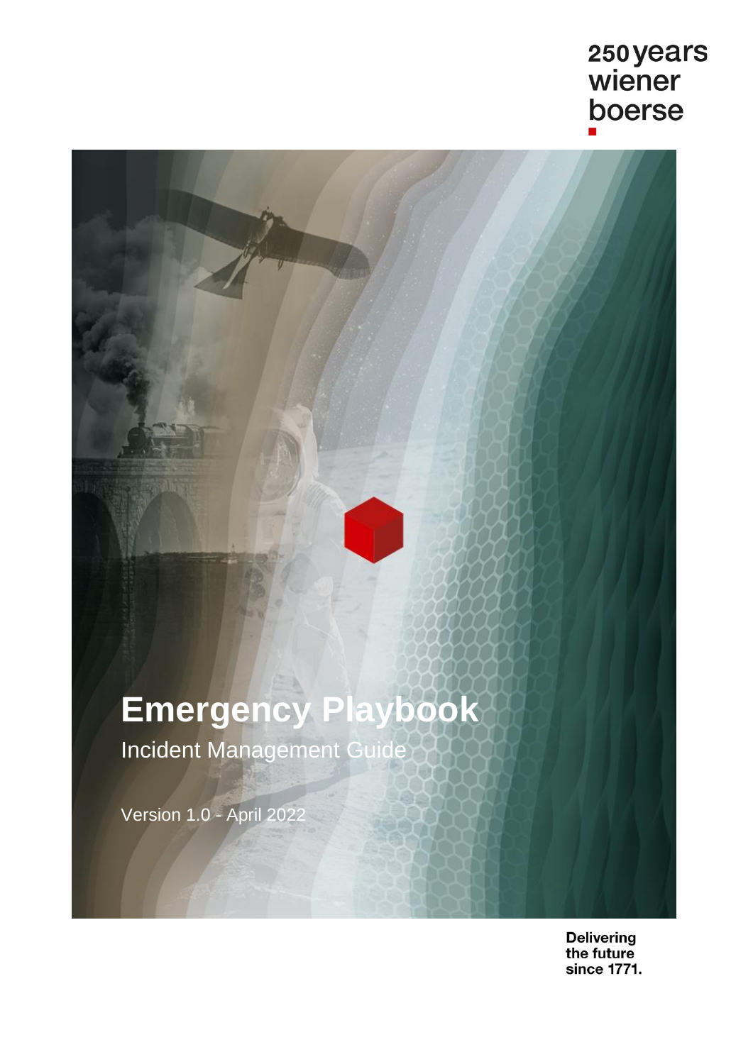250 years
wiener
boerse

# Emergency Playbook

Incident Management Guide

Version 1.0 - April 2022

**Delivering the future since 1771.**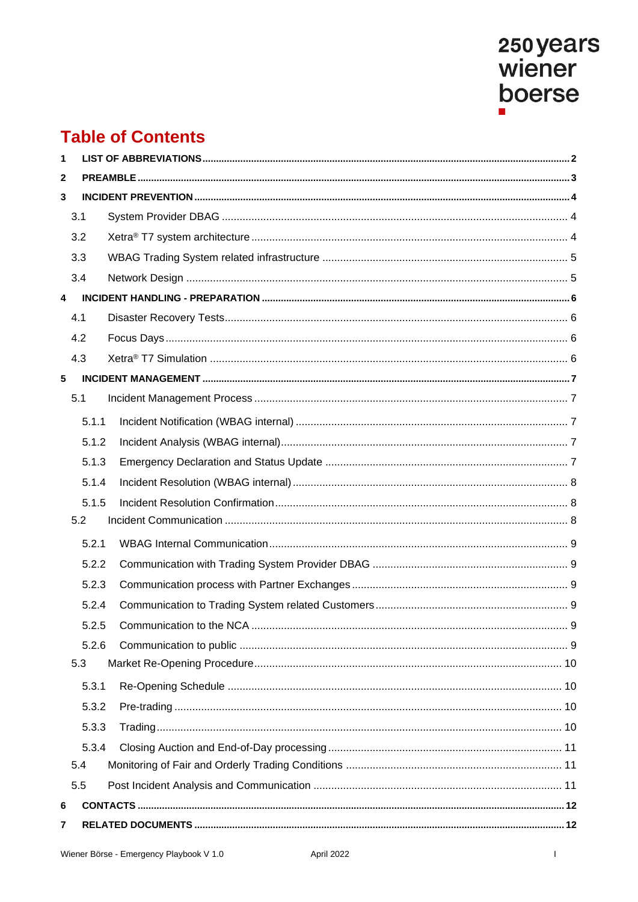# Table of Contents

**1 LIST OF ABBREVIATIONS ..... 2**

**2 PREAMBLE ..... 3**

**3 INCIDENT PREVENTION ..... 4**

- 3.1 System Provider DBAG ..... 4
- 3.2 Xetra® T7 system architecture ..... 4
- 3.3 WBAG Trading System related infrastructure ..... 5
- 3.4 Network Design ..... 5

**4 INCIDENT HANDLING - PREPARATION ..... 6**

- 4.1 Disaster Recovery Tests ..... 6
- 4.2 Focus Days ..... 6
- 4.3 Xetra® T7 Simulation ..... 6

**5 INCIDENT MANAGEMENT ..... 7**

- 5.1 Incident Management Process ..... 7
  - 5.1.1 Incident Notification (WBAG internal) ..... 7
  - 5.1.2 Incident Analysis (WBAG internal) ..... 7
  - 5.1.3 Emergency Declaration and Status Update ..... 7
  - 5.1.4 Incident Resolution (WBAG internal) ..... 8
  - 5.1.5 Incident Resolution Confirmation ..... 8
- 5.2 Incident Communication ..... 8
  - 5.2.1 WBAG Internal Communication ..... 9
  - 5.2.2 Communication with Trading System Provider DBAG ..... 9
  - 5.2.3 Communication process with Partner Exchanges ..... 9
  - 5.2.4 Communication to Trading System related Customers ..... 9
  - 5.2.5 Communication to the NCA ..... 9
  - 5.2.6 Communication to public ..... 9
- 5.3 Market Re-Opening Procedure ..... 10
  - 5.3.1 Re-Opening Schedule ..... 10
  - 5.3.2 Pre-trading ..... 10
  - 5.3.3 Trading ..... 10
  - 5.3.4 Closing Auction and End-of-Day processing ..... 11
- 5.4 Monitoring of Fair and Orderly Trading Conditions ..... 11
- 5.5 Post Incident Analysis and Communication ..... 11

**6 CONTACTS ..... 12**

**7 RELATED DOCUMENTS ..... 12**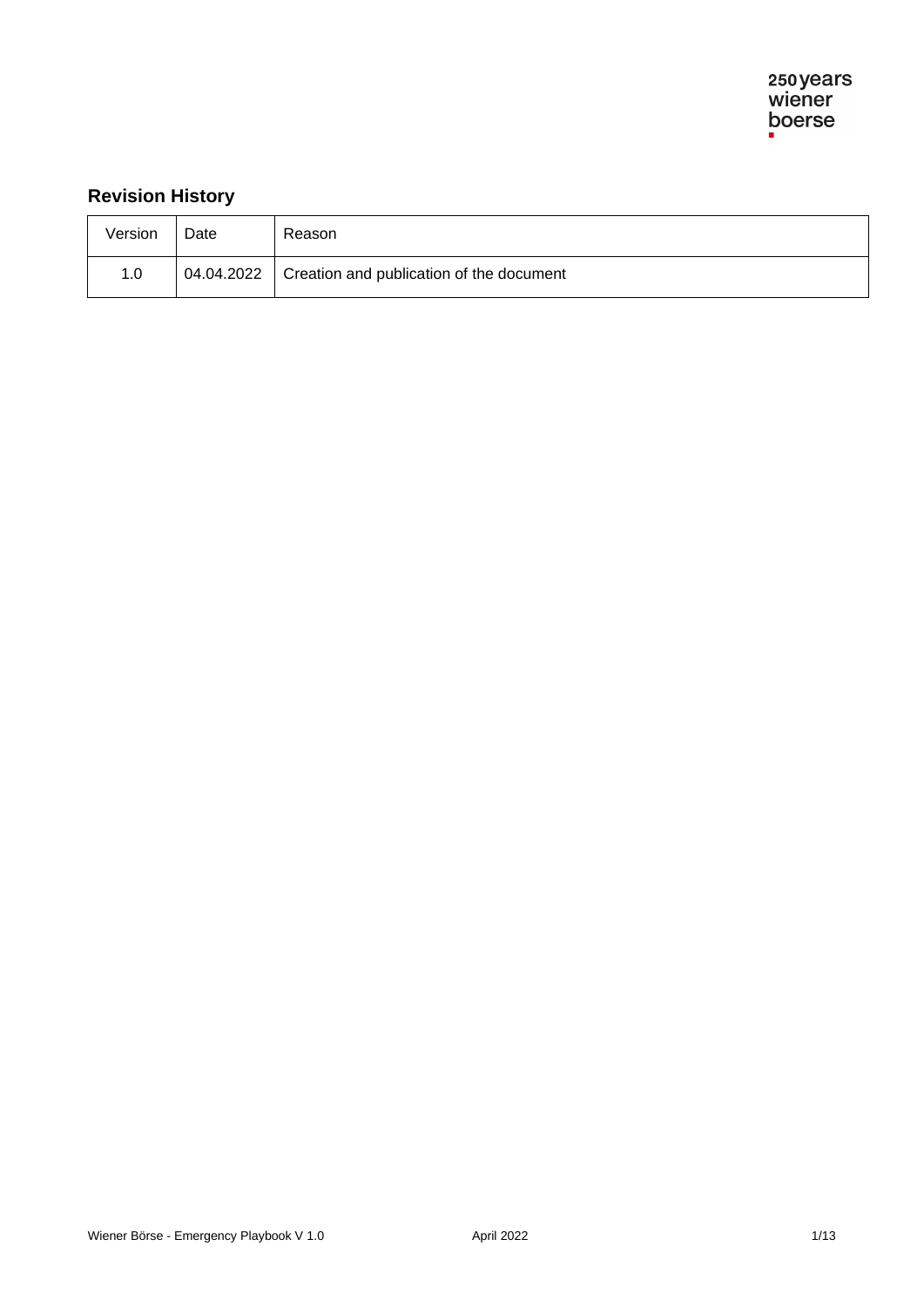## Revision History

| Version | Date | Reason |
|---|---|---|
| 1.0 | 04.04.2022 | Creation and publication of the document |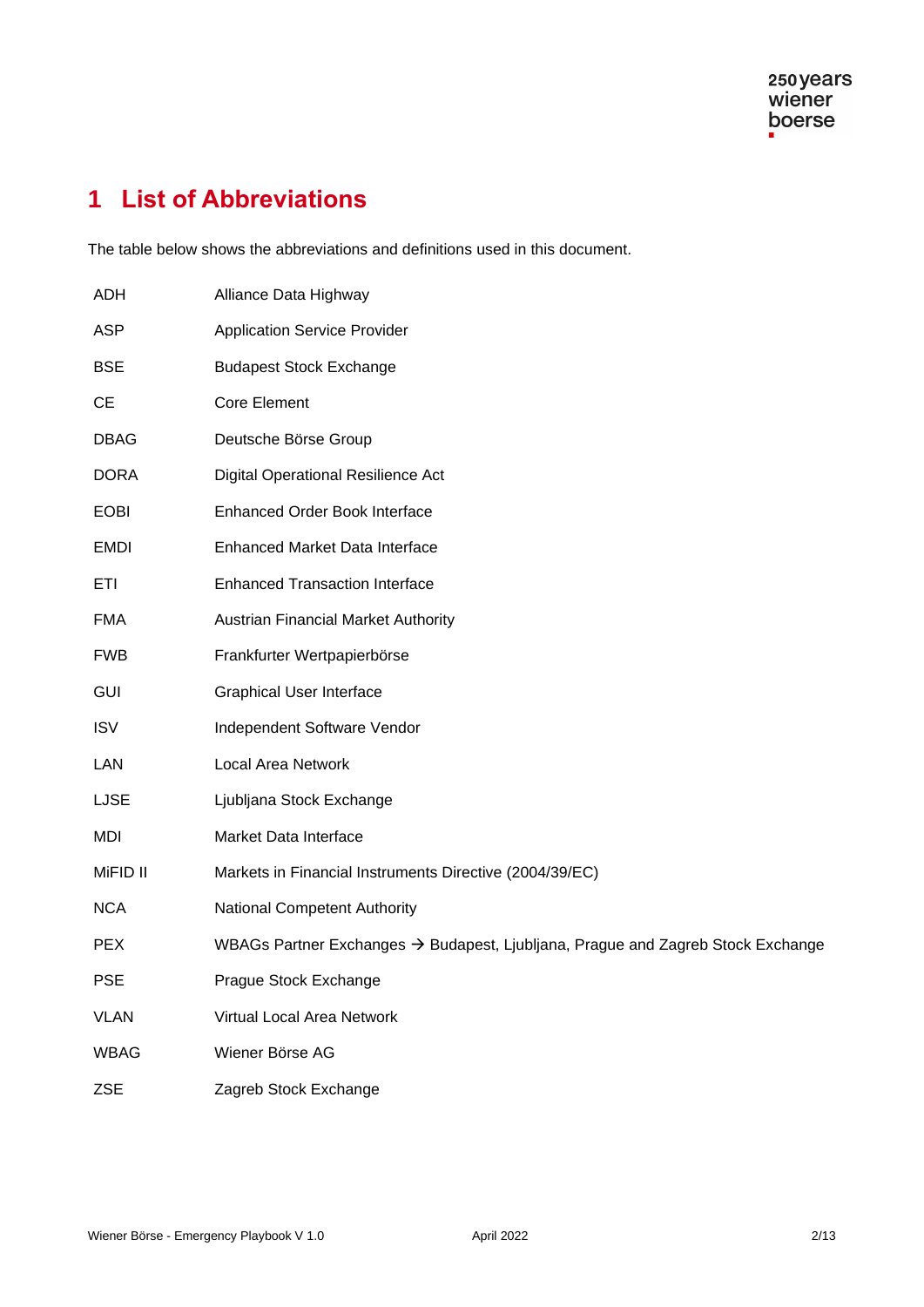# 1 List of Abbreviations

The table below shows the abbreviations and definitions used in this document.

| | |
|---|---|
| ADH | Alliance Data Highway |
| ASP | Application Service Provider |
| BSE | Budapest Stock Exchange |
| CE | Core Element |
| DBAG | Deutsche Börse Group |
| DORA | Digital Operational Resilience Act |
| EOBI | Enhanced Order Book Interface |
| EMDI | Enhanced Market Data Interface |
| ETI | Enhanced Transaction Interface |
| FMA | Austrian Financial Market Authority |
| FWB | Frankfurter Wertpapierbörse |
| GUI | Graphical User Interface |
| ISV | Independent Software Vendor |
| LAN | Local Area Network |
| LJSE | Ljubljana Stock Exchange |
| MDI | Market Data Interface |
| MiFID II | Markets in Financial Instruments Directive (2004/39/EC) |
| NCA | National Competent Authority |
| PEX | WBAGs Partner Exchanges → Budapest, Ljubljana, Prague and Zagreb Stock Exchange |
| PSE | Prague Stock Exchange |
| VLAN | Virtual Local Area Network |
| WBAG | Wiener Börse AG |
| ZSE | Zagreb Stock Exchange |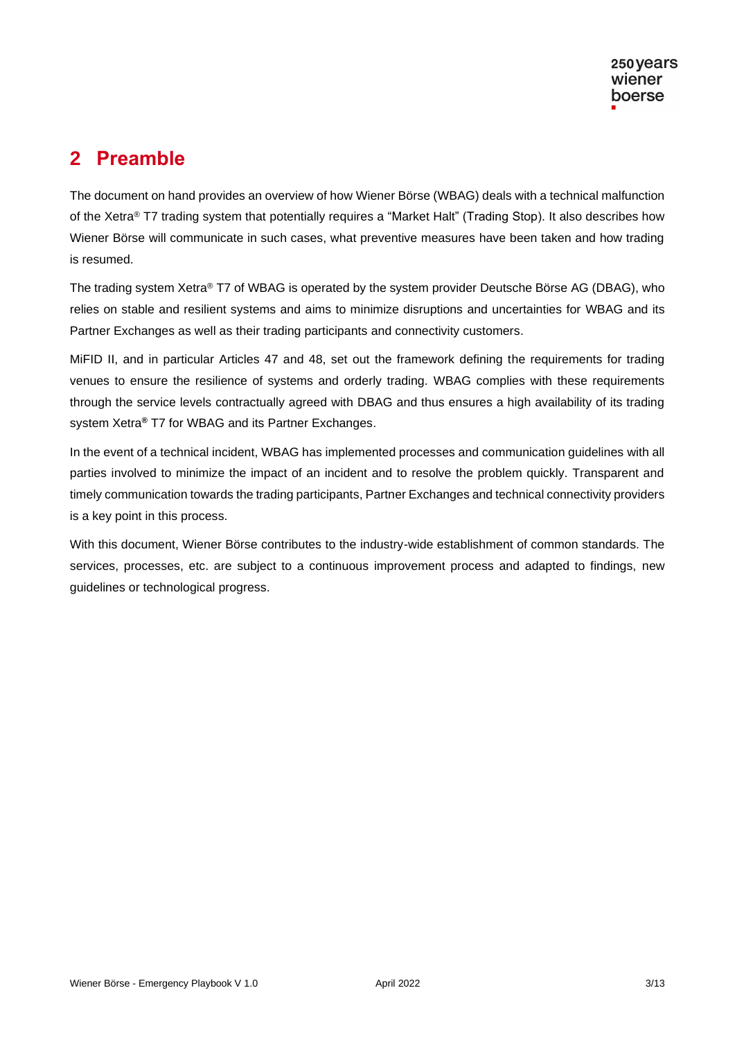## 2 Preamble

The document on hand provides an overview of how Wiener Börse (WBAG) deals with a technical malfunction of the Xetra® T7 trading system that potentially requires a "Market Halt" (Trading Stop). It also describes how Wiener Börse will communicate in such cases, what preventive measures have been taken and how trading is resumed.

The trading system Xetra® T7 of WBAG is operated by the system provider Deutsche Börse AG (DBAG), who relies on stable and resilient systems and aims to minimize disruptions and uncertainties for WBAG and its Partner Exchanges as well as their trading participants and connectivity customers.

MiFID II, and in particular Articles 47 and 48, set out the framework defining the requirements for trading venues to ensure the resilience of systems and orderly trading. WBAG complies with these requirements through the service levels contractually agreed with DBAG and thus ensures a high availability of its trading system Xetra® T7 for WBAG and its Partner Exchanges.

In the event of a technical incident, WBAG has implemented processes and communication guidelines with all parties involved to minimize the impact of an incident and to resolve the problem quickly. Transparent and timely communication towards the trading participants, Partner Exchanges and technical connectivity providers is a key point in this process.

With this document, Wiener Börse contributes to the industry-wide establishment of common standards. The services, processes, etc. are subject to a continuous improvement process and adapted to findings, new guidelines or technological progress.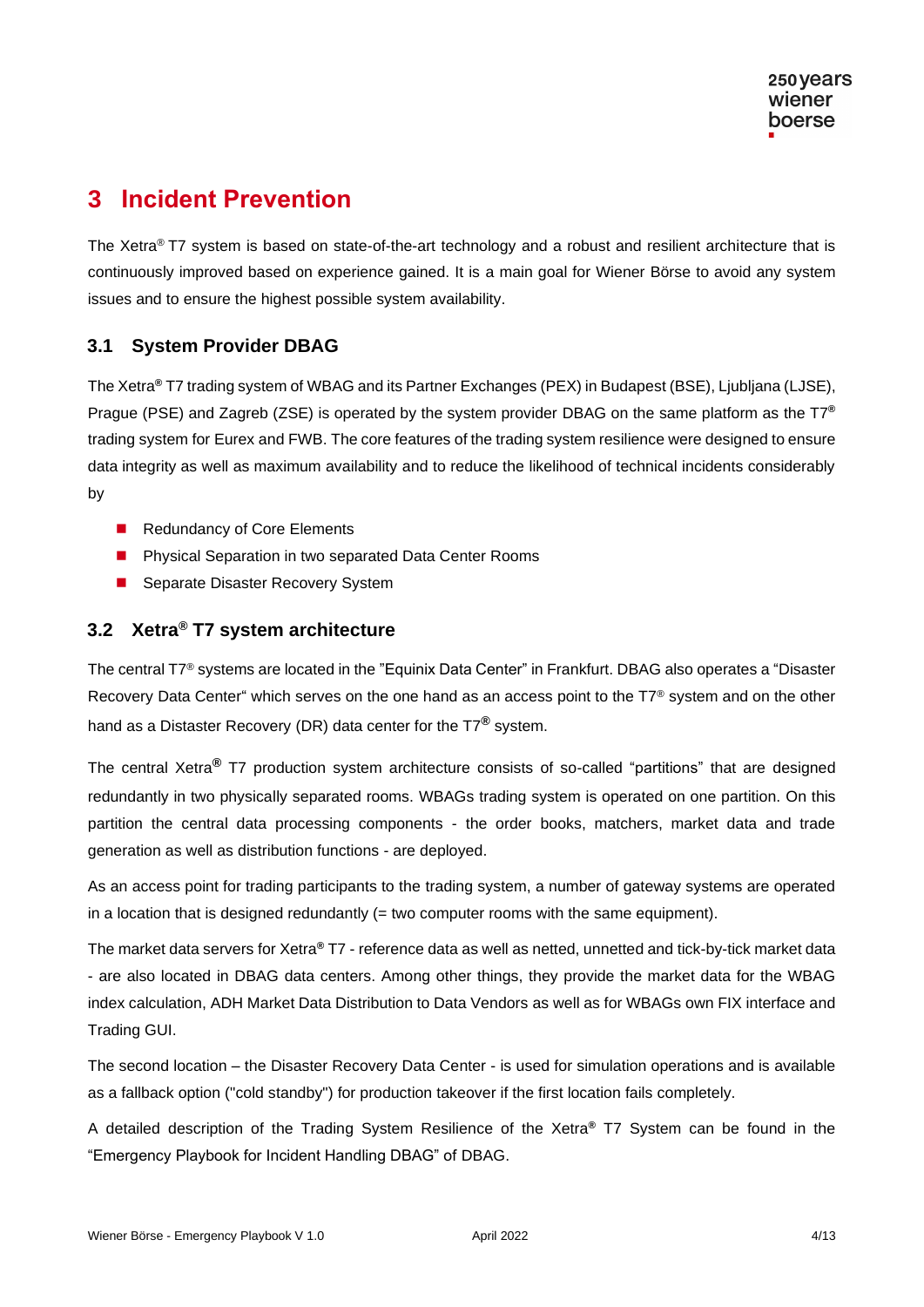# 3 Incident Prevention

The Xetra® T7 system is based on state-of-the-art technology and a robust and resilient architecture that is continuously improved based on experience gained. It is a main goal for Wiener Börse to avoid any system issues and to ensure the highest possible system availability.

## 3.1 System Provider DBAG

The Xetra® T7 trading system of WBAG and its Partner Exchanges (PEX) in Budapest (BSE), Ljubljana (LJSE), Prague (PSE) and Zagreb (ZSE) is operated by the system provider DBAG on the same platform as the T7® trading system for Eurex and FWB. The core features of the trading system resilience were designed to ensure data integrity as well as maximum availability and to reduce the likelihood of technical incidents considerably by

- Redundancy of Core Elements
- Physical Separation in two separated Data Center Rooms
- Separate Disaster Recovery System

## 3.2 Xetra® T7 system architecture

The central T7® systems are located in the "Equinix Data Center" in Frankfurt. DBAG also operates a "Disaster Recovery Data Center" which serves on the one hand as an access point to the T7® system and on the other hand as a Distaster Recovery (DR) data center for the T7® system.

The central Xetra® T7 production system architecture consists of so-called "partitions" that are designed redundantly in two physically separated rooms. WBAGs trading system is operated on one partition. On this partition the central data processing components - the order books, matchers, market data and trade generation as well as distribution functions - are deployed.

As an access point for trading participants to the trading system, a number of gateway systems are operated in a location that is designed redundantly (= two computer rooms with the same equipment).

The market data servers for Xetra® T7 - reference data as well as netted, unnetted and tick-by-tick market data - are also located in DBAG data centers. Among other things, they provide the market data for the WBAG index calculation, ADH Market Data Distribution to Data Vendors as well as for WBAGs own FIX interface and Trading GUI.

The second location – the Disaster Recovery Data Center - is used for simulation operations and is available as a fallback option ("cold standby") for production takeover if the first location fails completely.

A detailed description of the Trading System Resilience of the Xetra® T7 System can be found in the "Emergency Playbook for Incident Handling DBAG" of DBAG.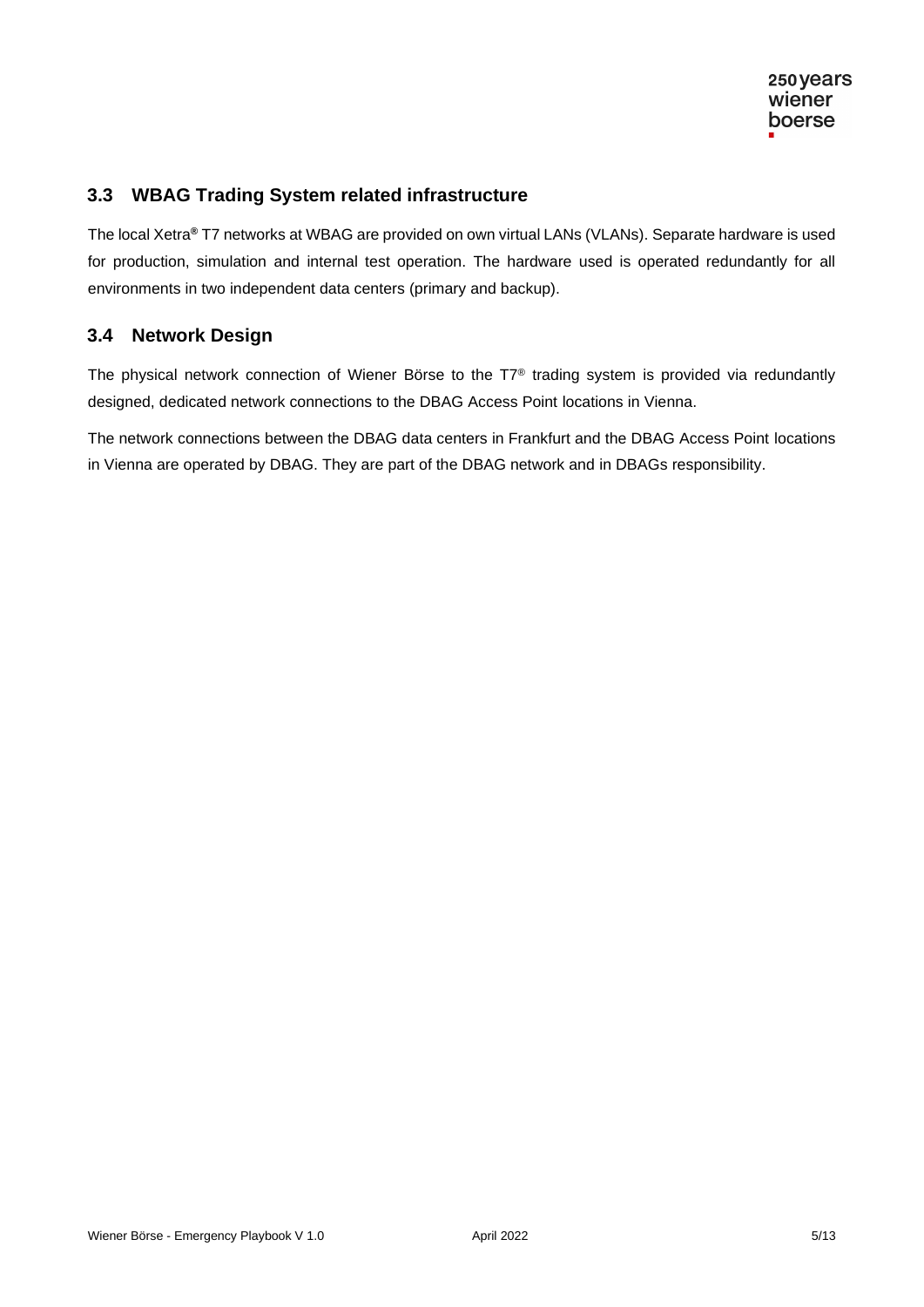## 3.3 WBAG Trading System related infrastructure

The local Xetra® T7 networks at WBAG are provided on own virtual LANs (VLANs). Separate hardware is used for production, simulation and internal test operation. The hardware used is operated redundantly for all environments in two independent data centers (primary and backup).

## 3.4 Network Design

The physical network connection of Wiener Börse to the T7® trading system is provided via redundantly designed, dedicated network connections to the DBAG Access Point locations in Vienna.

The network connections between the DBAG data centers in Frankfurt and the DBAG Access Point locations in Vienna are operated by DBAG. They are part of the DBAG network and in DBAGs responsibility.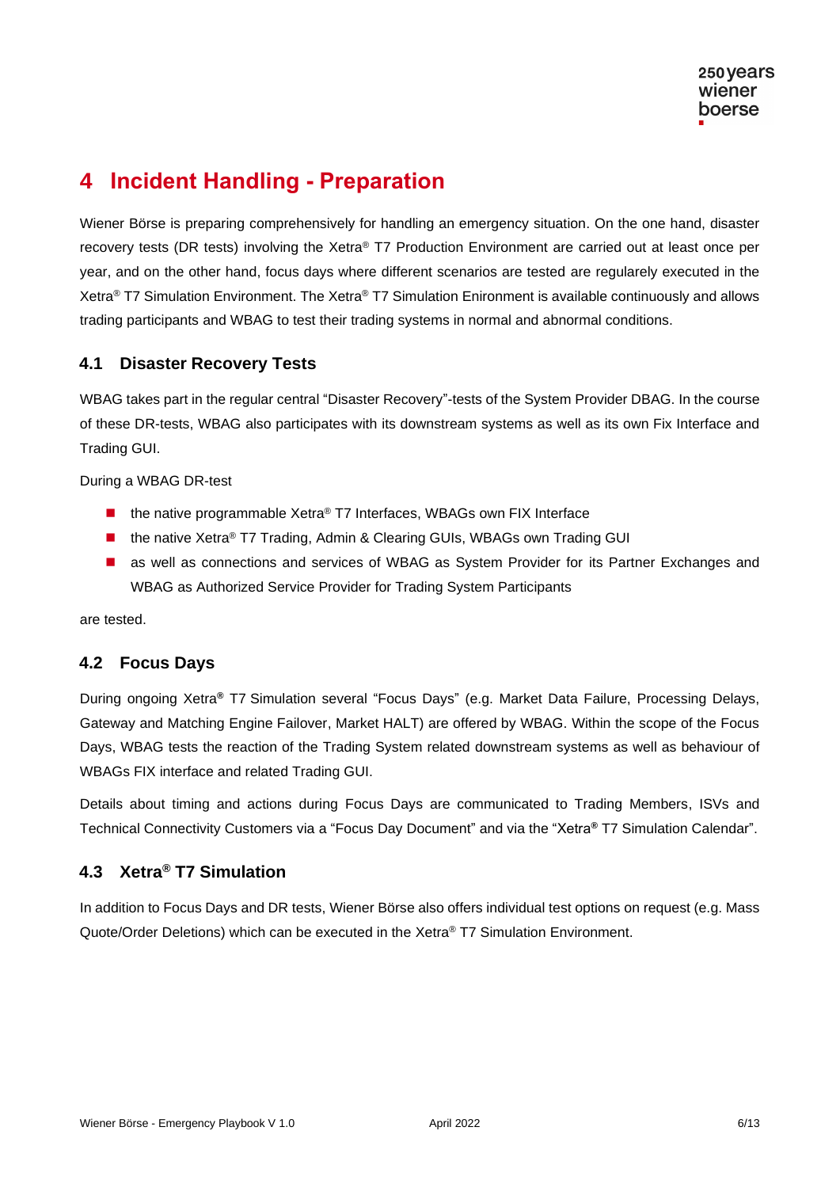# 4 Incident Handling - Preparation

Wiener Börse is preparing comprehensively for handling an emergency situation. On the one hand, disaster recovery tests (DR tests) involving the Xetra® T7 Production Environment are carried out at least once per year, and on the other hand, focus days where different scenarios are tested are regularely executed in the Xetra® T7 Simulation Environment. The Xetra® T7 Simulation Enironment is available continuously and allows trading participants and WBAG to test their trading systems in normal and abnormal conditions.

## 4.1 Disaster Recovery Tests

WBAG takes part in the regular central "Disaster Recovery"-tests of the System Provider DBAG. In the course of these DR-tests, WBAG also participates with its downstream systems as well as its own Fix Interface and Trading GUI.

During a WBAG DR-test

- the native programmable Xetra® T7 Interfaces, WBAGs own FIX Interface
- the native Xetra® T7 Trading, Admin & Clearing GUIs, WBAGs own Trading GUI
- as well as connections and services of WBAG as System Provider for its Partner Exchanges and WBAG as Authorized Service Provider for Trading System Participants

are tested.

## 4.2 Focus Days

During ongoing Xetra® T7 Simulation several "Focus Days" (e.g. Market Data Failure, Processing Delays, Gateway and Matching Engine Failover, Market HALT) are offered by WBAG. Within the scope of the Focus Days, WBAG tests the reaction of the Trading System related downstream systems as well as behaviour of WBAGs FIX interface and related Trading GUI.

Details about timing and actions during Focus Days are communicated to Trading Members, ISVs and Technical Connectivity Customers via a "Focus Day Document" and via the "Xetra® T7 Simulation Calendar".

## 4.3 Xetra® T7 Simulation

In addition to Focus Days and DR tests, Wiener Börse also offers individual test options on request (e.g. Mass Quote/Order Deletions) which can be executed in the Xetra® T7 Simulation Environment.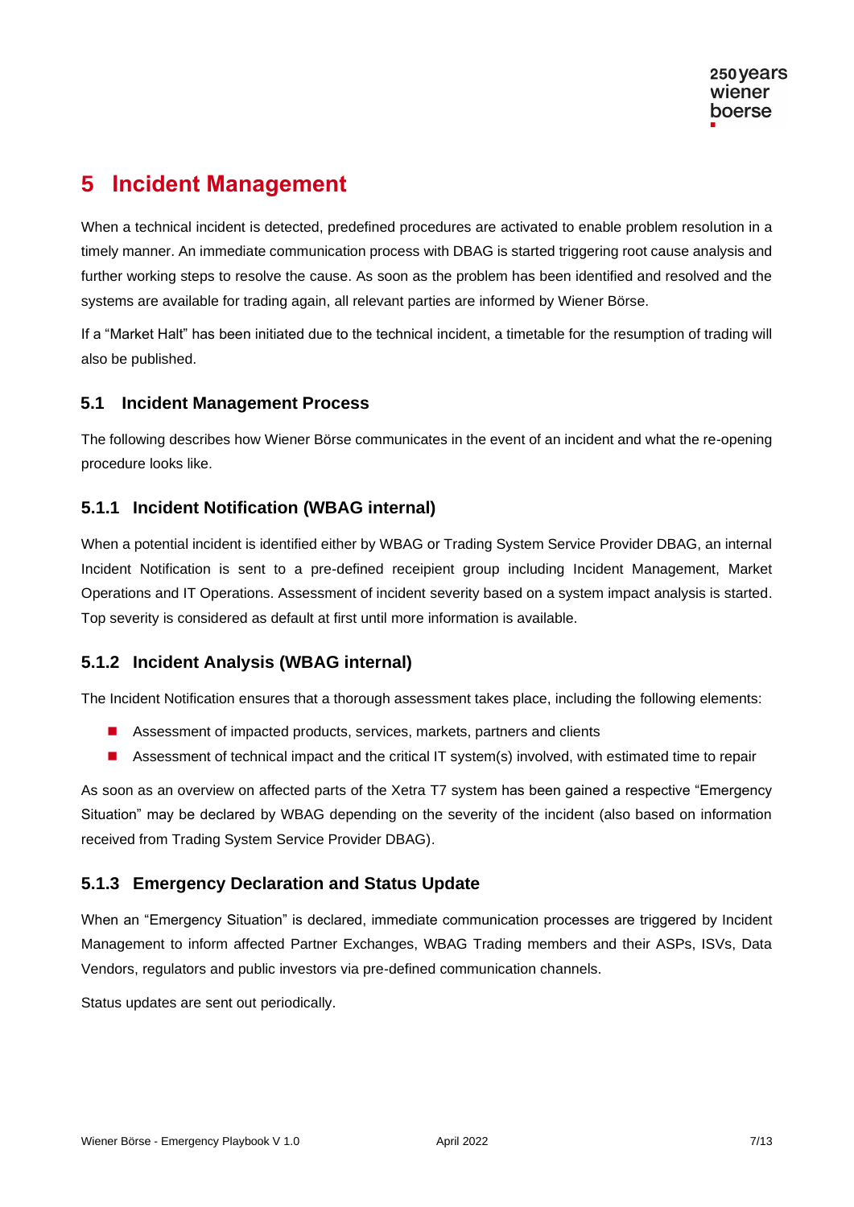# 5 Incident Management

When a technical incident is detected, predefined procedures are activated to enable problem resolution in a timely manner. An immediate communication process with DBAG is started triggering root cause analysis and further working steps to resolve the cause. As soon as the problem has been identified and resolved and the systems are available for trading again, all relevant parties are informed by Wiener Börse.

If a "Market Halt" has been initiated due to the technical incident, a timetable for the resumption of trading will also be published.

## 5.1 Incident Management Process

The following describes how Wiener Börse communicates in the event of an incident and what the re-opening procedure looks like.

### 5.1.1 Incident Notification (WBAG internal)

When a potential incident is identified either by WBAG or Trading System Service Provider DBAG, an internal Incident Notification is sent to a pre-defined receipient group including Incident Management, Market Operations and IT Operations. Assessment of incident severity based on a system impact analysis is started. Top severity is considered as default at first until more information is available.

### 5.1.2 Incident Analysis (WBAG internal)

The Incident Notification ensures that a thorough assessment takes place, including the following elements:

- Assessment of impacted products, services, markets, partners and clients
- Assessment of technical impact and the critical IT system(s) involved, with estimated time to repair

As soon as an overview on affected parts of the Xetra T7 system has been gained a respective "Emergency Situation" may be declared by WBAG depending on the severity of the incident (also based on information received from Trading System Service Provider DBAG).

### 5.1.3 Emergency Declaration and Status Update

When an "Emergency Situation" is declared, immediate communication processes are triggered by Incident Management to inform affected Partner Exchanges, WBAG Trading members and their ASPs, ISVs, Data Vendors, regulators and public investors via pre-defined communication channels.

Status updates are sent out periodically.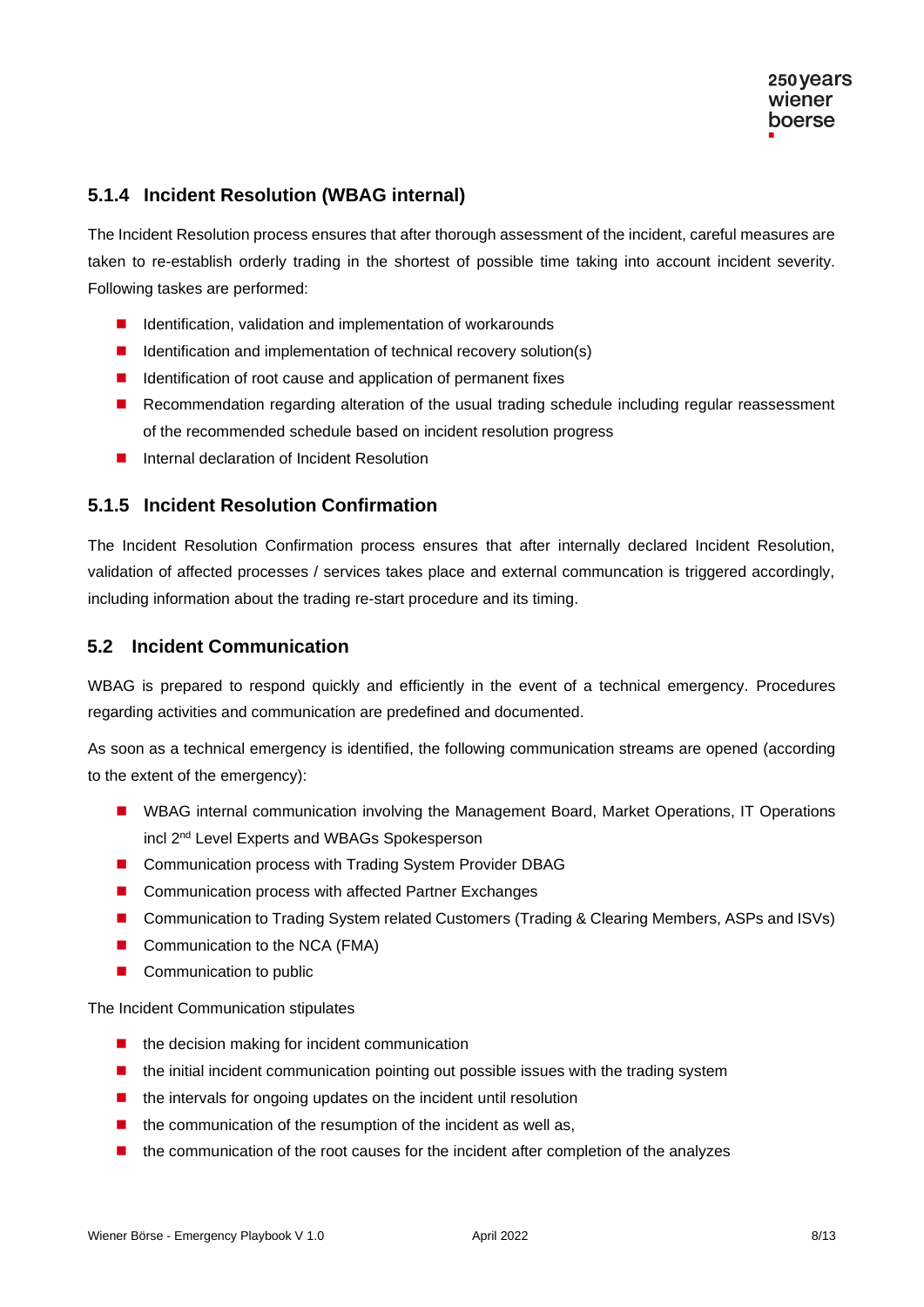### 5.1.4 Incident Resolution (WBAG internal)

The Incident Resolution process ensures that after thorough assessment of the incident, careful measures are taken to re-establish orderly trading in the shortest of possible time taking into account incident severity. Following taskes are performed:

- Identification, validation and implementation of workarounds
- Identification and implementation of technical recovery solution(s)
- Identification of root cause and application of permanent fixes
- Recommendation regarding alteration of the usual trading schedule including regular reassessment of the recommended schedule based on incident resolution progress
- Internal declaration of Incident Resolution

### 5.1.5 Incident Resolution Confirmation

The Incident Resolution Confirmation process ensures that after internally declared Incident Resolution, validation of affected processes / services takes place and external communcation is triggered accordingly, including information about the trading re-start procedure and its timing.

## 5.2 Incident Communication

WBAG is prepared to respond quickly and efficiently in the event of a technical emergency. Procedures regarding activities and communication are predefined and documented.

As soon as a technical emergency is identified, the following communication streams are opened (according to the extent of the emergency):

- WBAG internal communication involving the Management Board, Market Operations, IT Operations incl 2nd Level Experts and WBAGs Spokesperson
- Communication process with Trading System Provider DBAG
- Communication process with affected Partner Exchanges
- Communication to Trading System related Customers (Trading & Clearing Members, ASPs and ISVs)
- Communication to the NCA (FMA)
- Communication to public

The Incident Communication stipulates

- the decision making for incident communication
- the initial incident communication pointing out possible issues with the trading system
- the intervals for ongoing updates on the incident until resolution
- the communication of the resumption of the incident as well as,
- the communication of the root causes for the incident after completion of the analyzes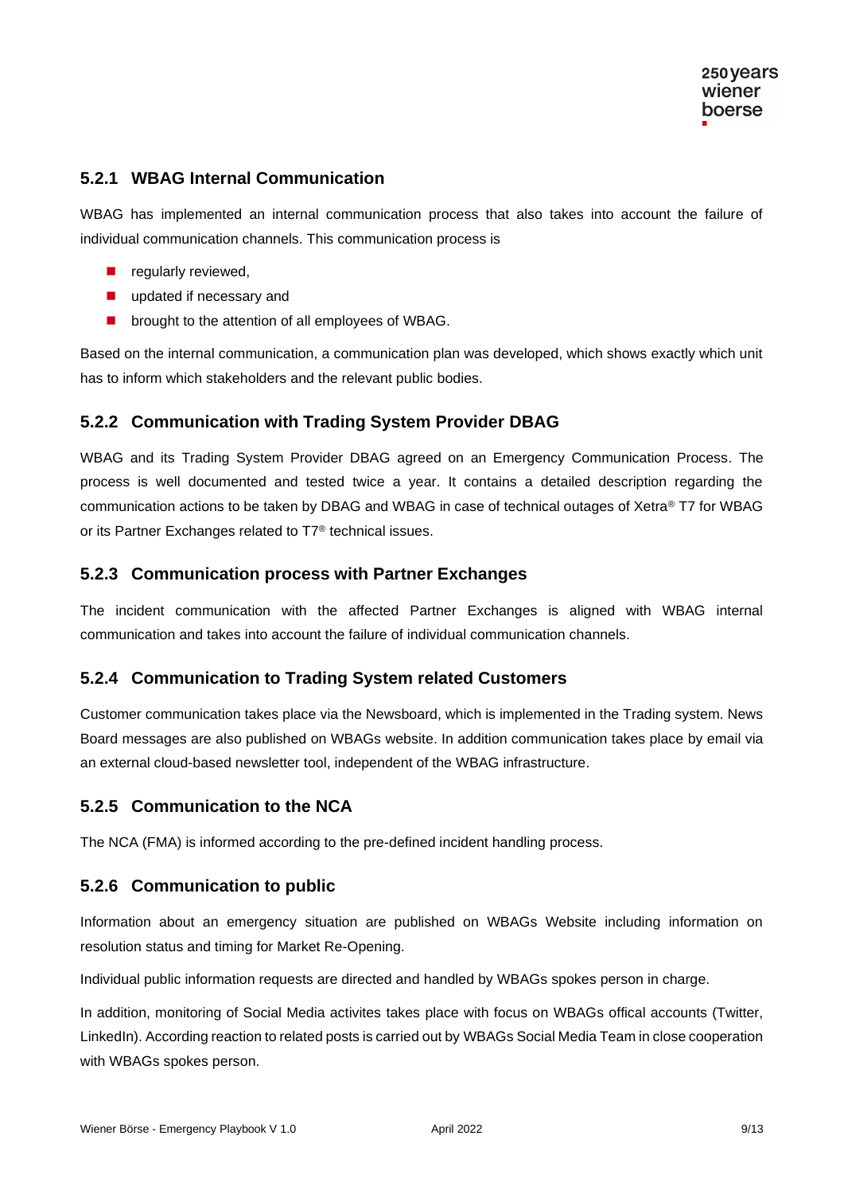### 5.2.1 WBAG Internal Communication

WBAG has implemented an internal communication process that also takes into account the failure of individual communication channels. This communication process is

- regularly reviewed,
- updated if necessary and
- brought to the attention of all employees of WBAG.

Based on the internal communication, a communication plan was developed, which shows exactly which unit has to inform which stakeholders and the relevant public bodies.

### 5.2.2 Communication with Trading System Provider DBAG

WBAG and its Trading System Provider DBAG agreed on an Emergency Communication Process. The process is well documented and tested twice a year. It contains a detailed description regarding the communication actions to be taken by DBAG and WBAG in case of technical outages of Xetra® T7 for WBAG or its Partner Exchanges related to T7® technical issues.

### 5.2.3 Communication process with Partner Exchanges

The incident communication with the affected Partner Exchanges is aligned with WBAG internal communication and takes into account the failure of individual communication channels.

### 5.2.4 Communication to Trading System related Customers

Customer communication takes place via the Newsboard, which is implemented in the Trading system. News Board messages are also published on WBAGs website. In addition communication takes place by email via an external cloud-based newsletter tool, independent of the WBAG infrastructure.

### 5.2.5 Communication to the NCA

The NCA (FMA) is informed according to the pre-defined incident handling process.

### 5.2.6 Communication to public

Information about an emergency situation are published on WBAGs Website including information on resolution status and timing for Market Re-Opening.

Individual public information requests are directed and handled by WBAGs spokes person in charge.

In addition, monitoring of Social Media activites takes place with focus on WBAGs offical accounts (Twitter, LinkedIn). According reaction to related posts is carried out by WBAGs Social Media Team in close cooperation with WBAGs spokes person.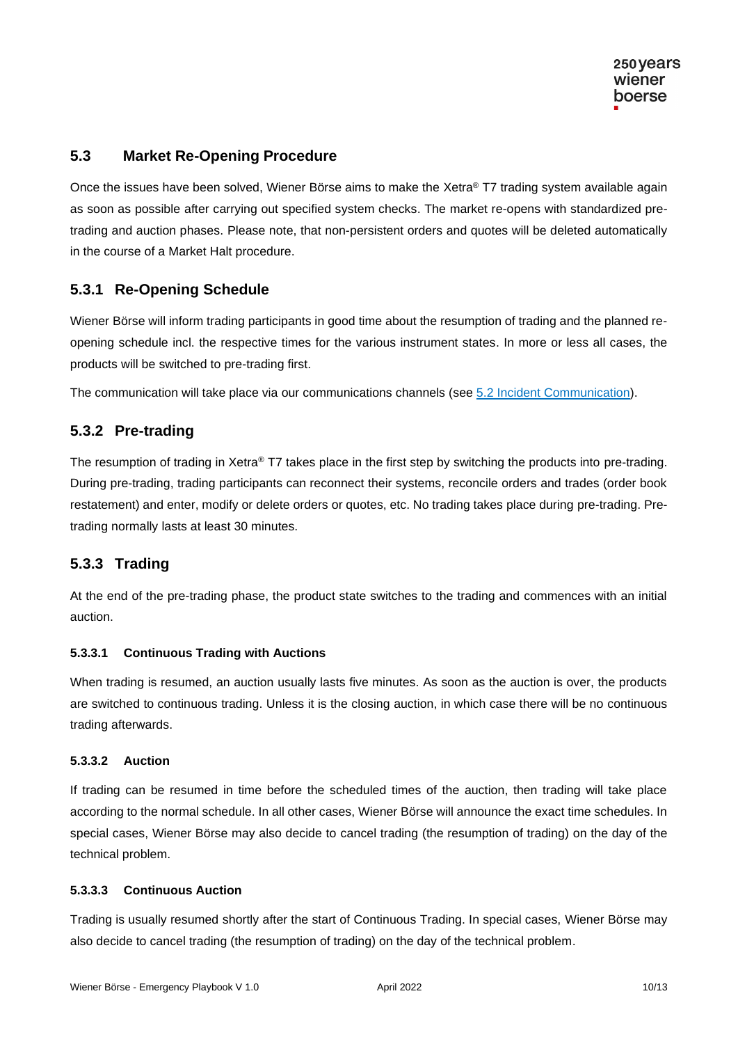## 5.3 Market Re-Opening Procedure

Once the issues have been solved, Wiener Börse aims to make the Xetra® T7 trading system available again as soon as possible after carrying out specified system checks. The market re-opens with standardized pre-trading and auction phases. Please note, that non-persistent orders and quotes will be deleted automatically in the course of a Market Halt procedure.

### 5.3.1 Re-Opening Schedule

Wiener Börse will inform trading participants in good time about the resumption of trading and the planned re-opening schedule incl. the respective times for the various instrument states. In more or less all cases, the products will be switched to pre-trading first.

The communication will take place via our communications channels (see 5.2 Incident Communication).

### 5.3.2 Pre-trading

The resumption of trading in Xetra® T7 takes place in the first step by switching the products into pre-trading. During pre-trading, trading participants can reconnect their systems, reconcile orders and trades (order book restatement) and enter, modify or delete orders or quotes, etc. No trading takes place during pre-trading. Pre-trading normally lasts at least 30 minutes.

### 5.3.3 Trading

At the end of the pre-trading phase, the product state switches to the trading and commences with an initial auction.

#### 5.3.3.1 Continuous Trading with Auctions

When trading is resumed, an auction usually lasts five minutes. As soon as the auction is over, the products are switched to continuous trading. Unless it is the closing auction, in which case there will be no continuous trading afterwards.

#### 5.3.3.2 Auction

If trading can be resumed in time before the scheduled times of the auction, then trading will take place according to the normal schedule. In all other cases, Wiener Börse will announce the exact time schedules. In special cases, Wiener Börse may also decide to cancel trading (the resumption of trading) on the day of the technical problem.

#### 5.3.3.3 Continuous Auction

Trading is usually resumed shortly after the start of Continuous Trading. In special cases, Wiener Börse may also decide to cancel trading (the resumption of trading) on the day of the technical problem.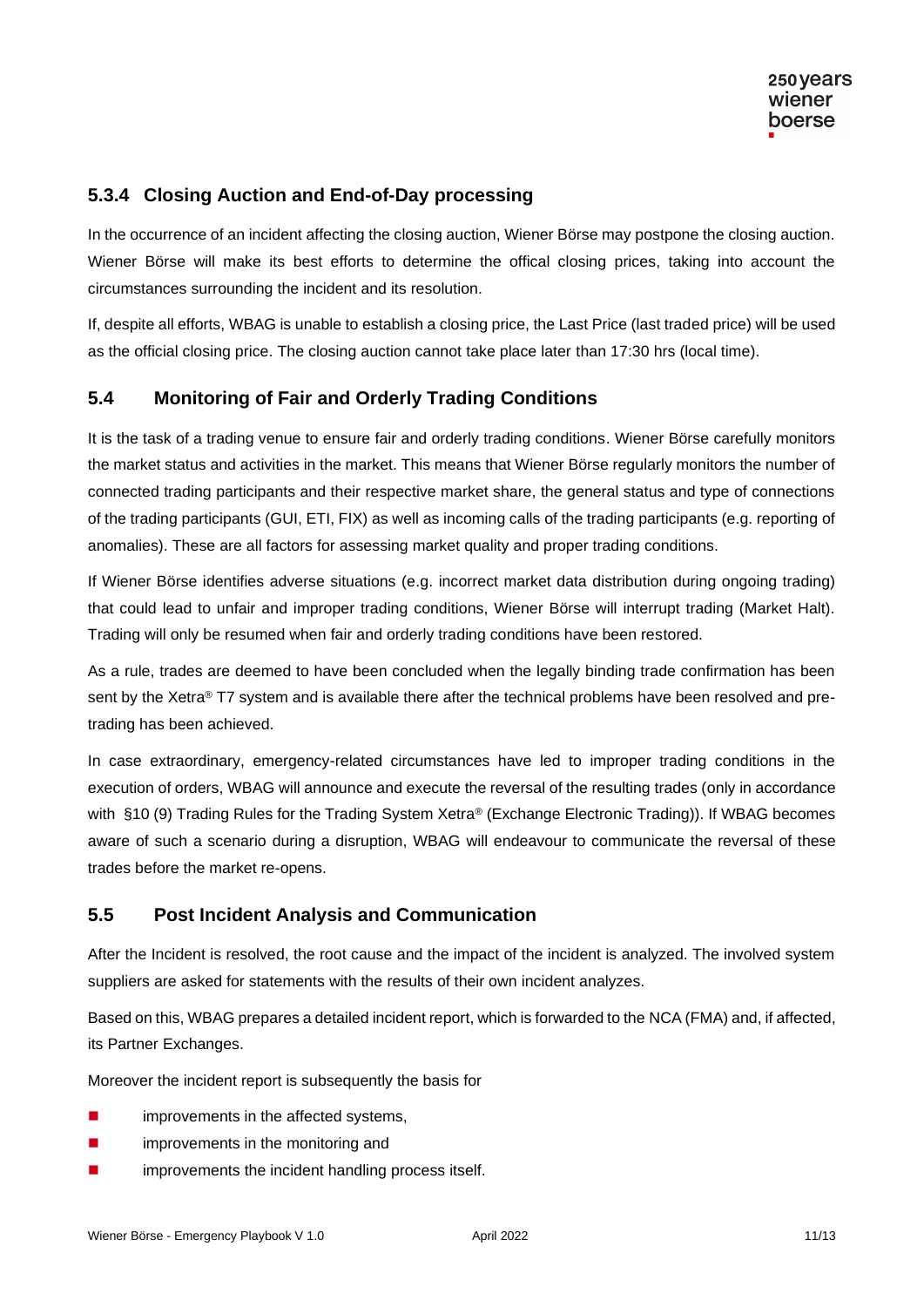### 5.3.4 Closing Auction and End-of-Day processing

In the occurrence of an incident affecting the closing auction, Wiener Börse may postpone the closing auction. Wiener Börse will make its best efforts to determine the offical closing prices, taking into account the circumstances surrounding the incident and its resolution.

If, despite all efforts, WBAG is unable to establish a closing price, the Last Price (last traded price) will be used as the official closing price. The closing auction cannot take place later than 17:30 hrs (local time).

## 5.4 Monitoring of Fair and Orderly Trading Conditions

It is the task of a trading venue to ensure fair and orderly trading conditions. Wiener Börse carefully monitors the market status and activities in the market. This means that Wiener Börse regularly monitors the number of connected trading participants and their respective market share, the general status and type of connections of the trading participants (GUI, ETI, FIX) as well as incoming calls of the trading participants (e.g. reporting of anomalies). These are all factors for assessing market quality and proper trading conditions.

If Wiener Börse identifies adverse situations (e.g. incorrect market data distribution during ongoing trading) that could lead to unfair and improper trading conditions, Wiener Börse will interrupt trading (Market Halt). Trading will only be resumed when fair and orderly trading conditions have been restored.

As a rule, trades are deemed to have been concluded when the legally binding trade confirmation has been sent by the Xetra® T7 system and is available there after the technical problems have been resolved and pre-trading has been achieved.

In case extraordinary, emergency-related circumstances have led to improper trading conditions in the execution of orders, WBAG will announce and execute the reversal of the resulting trades (only in accordance with §10 (9) Trading Rules for the Trading System Xetra® (Exchange Electronic Trading)). If WBAG becomes aware of such a scenario during a disruption, WBAG will endeavour to communicate the reversal of these trades before the market re-opens.

## 5.5 Post Incident Analysis and Communication

After the Incident is resolved, the root cause and the impact of the incident is analyzed. The involved system suppliers are asked for statements with the results of their own incident analyzes.

Based on this, WBAG prepares a detailed incident report, which is forwarded to the NCA (FMA) and, if affected, its Partner Exchanges.

Moreover the incident report is subsequently the basis for

- improvements in the affected systems,
- improvements in the monitoring and
- improvements the incident handling process itself.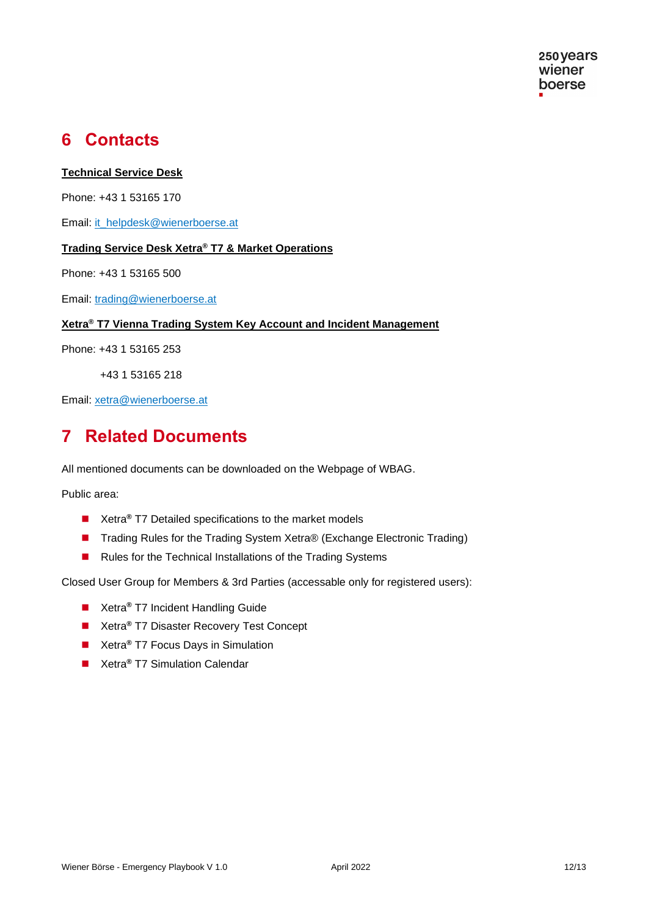# 6 Contacts

**Technical Service Desk**

Phone: +43 1 53165 170

Email: it_helpdesk@wienerboerse.at

**Trading Service Desk Xetra® T7 & Market Operations**

Phone: +43 1 53165 500

Email: trading@wienerboerse.at

**Xetra® T7 Vienna Trading System Key Account and Incident Management**

Phone: +43 1 53165 253

+43 1 53165 218

Email: xetra@wienerboerse.at

# 7 Related Documents

All mentioned documents can be downloaded on the Webpage of WBAG.

Public area:

- Xetra® T7 Detailed specifications to the market models
- Trading Rules for the Trading System Xetra® (Exchange Electronic Trading)
- Rules for the Technical Installations of the Trading Systems

Closed User Group for Members & 3rd Parties (accessable only for registered users):

- Xetra® T7 Incident Handling Guide
- Xetra® T7 Disaster Recovery Test Concept
- Xetra® T7 Focus Days in Simulation
- Xetra® T7 Simulation Calendar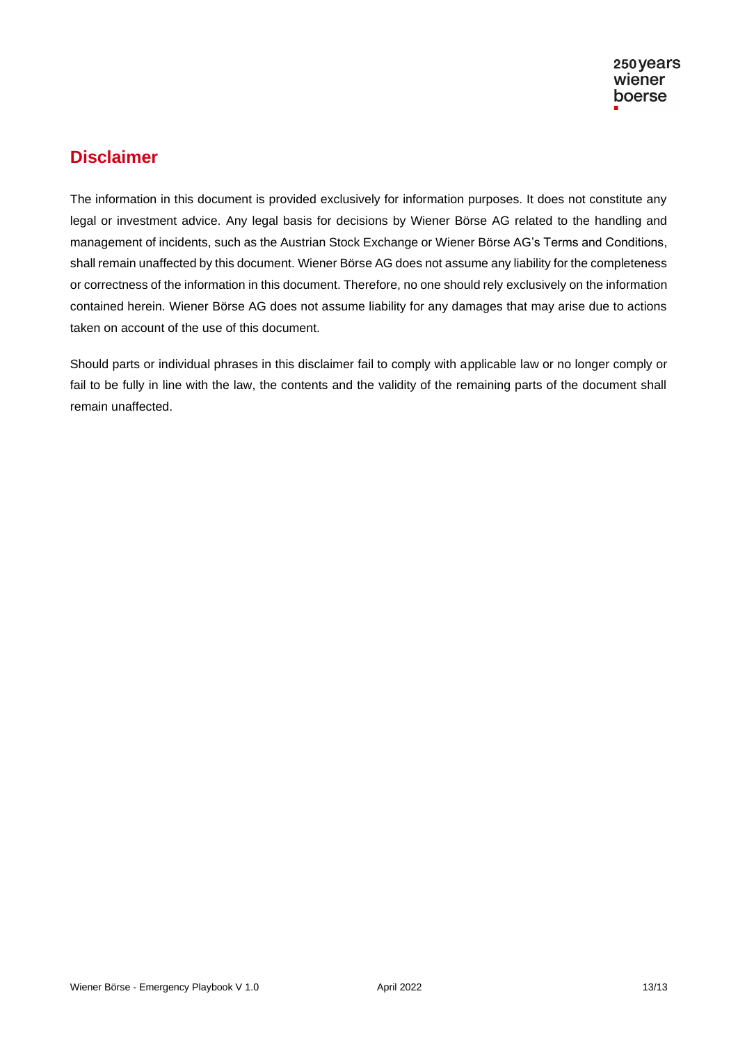## Disclaimer

The information in this document is provided exclusively for information purposes. It does not constitute any legal or investment advice. Any legal basis for decisions by Wiener Börse AG related to the handling and management of incidents, such as the Austrian Stock Exchange or Wiener Börse AG's Terms and Conditions, shall remain unaffected by this document. Wiener Börse AG does not assume any liability for the completeness or correctness of the information in this document. Therefore, no one should rely exclusively on the information contained herein. Wiener Börse AG does not assume liability for any damages that may arise due to actions taken on account of the use of this document.

Should parts or individual phrases in this disclaimer fail to comply with applicable law or no longer comply or fail to be fully in line with the law, the contents and the validity of the remaining parts of the document shall remain unaffected.